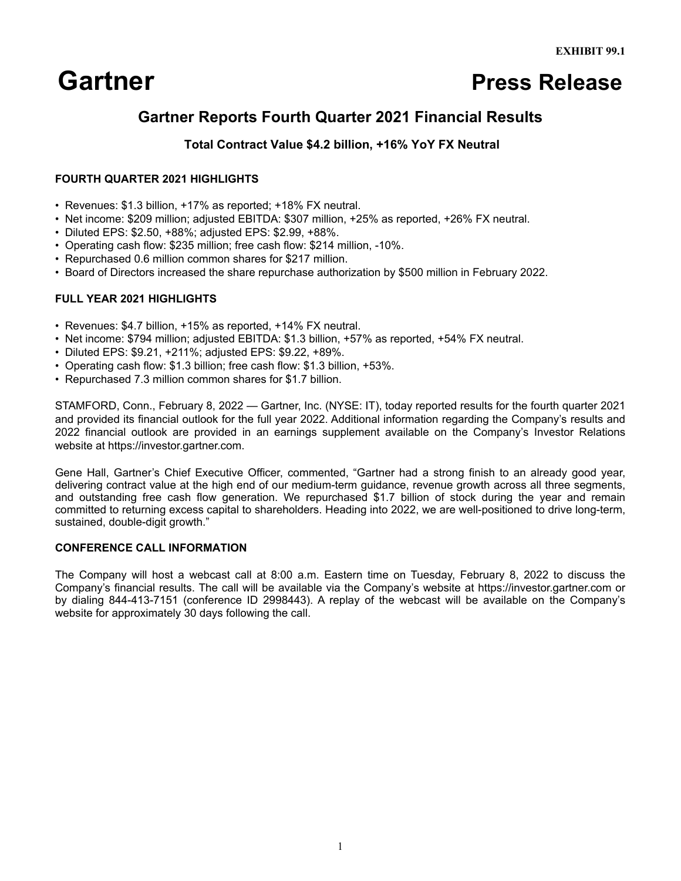EXHIBIT 99.1

# Gartner Press Release

## Gartner Reports Fourth Quarter 2021 Financial Results

### Total Contract Value $4.2 billion, +16% YoY FX Neutral

**FOURTH QUARTER 2021 HIGHLIGHTS**

- Revenues: $1.3 billion, +17% as reported; +18% FX neutral.
- Net income: $209 million; adjusted EBITDA: $307 million, +25% as reported, +26% FX neutral.
- Diluted EPS: $2.50, +88%; adjusted EPS: $2.99, +88%.
- Operating cash flow: $235 million; free cash flow: $214 million, -10%.
- Repurchased 0.6 million common shares for $217 million.
- Board of Directors increased the share repurchase authorization by $500 million in February 2022.

**FULL YEAR 2021 HIGHLIGHTS**

- Revenues: $4.7 billion, +15% as reported, +14% FX neutral.
- Net income: $794 million; adjusted EBITDA: $1.3 billion, +57% as reported, +54% FX neutral.
- Diluted EPS: $9.21, +211%; adjusted EPS: $9.22, +89%.
- Operating cash flow: $1.3 billion; free cash flow: $1.3 billion, +53%.
- Repurchased 7.3 million common shares for $1.7 billion.

STAMFORD, Conn., February 8, 2022 — Gartner, Inc. (NYSE: IT), today reported results for the fourth quarter 2021 and provided its financial outlook for the full year 2022. Additional information regarding the Company's results and 2022 financial outlook are provided in an earnings supplement available on the Company's Investor Relations website at https://investor.gartner.com.

Gene Hall, Gartner's Chief Executive Officer, commented, "Gartner had a strong finish to an already good year, delivering contract value at the high end of our medium-term guidance, revenue growth across all three segments, and outstanding free cash flow generation. We repurchased $1.7 billion of stock during the year and remain committed to returning excess capital to shareholders. Heading into 2022, we are well-positioned to drive long-term, sustained, double-digit growth."

**CONFERENCE CALL INFORMATION**

The Company will host a webcast call at 8:00 a.m. Eastern time on Tuesday, February 8, 2022 to discuss the Company's financial results. The call will be available via the Company's website at https://investor.gartner.com or by dialing 844-413-7151 (conference ID 2998443). A replay of the webcast will be available on the Company's website for approximately 30 days following the call.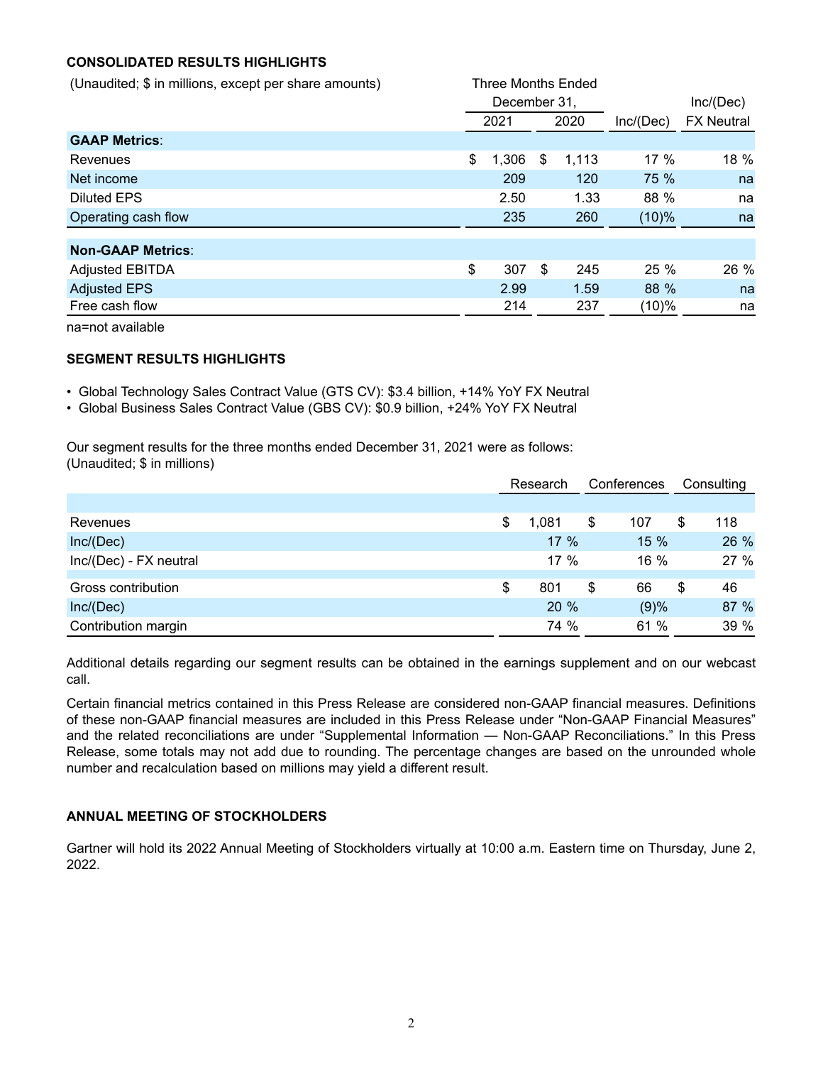**CONSOLIDATED RESULTS HIGHLIGHTS**

| (Unaudited; $ in millions, except per share amounts) | Three Months Ended December 31, | | | Inc/(Dec) |
|---|---|---|---|---|
| | 2021 | 2020 | Inc/(Dec) | FX Neutral |
| **GAAP Metrics**: | | | | |
| Revenues | $ 1,306 | $ 1,113 | 17 % | 18 % |
| Net income | 209 | 120 | 75 % | na |
| Diluted EPS | 2.50 | 1.33 | 88 % | na |
| Operating cash flow | 235 | 260 | (10)% | na |
| **Non-GAAP Metrics**: | | | | |
| Adjusted EBITDA | $ 307 | $ 245 | 25 % | 26 % |
| Adjusted EPS | 2.99 | 1.59 | 88 % | na |
| Free cash flow | 214 | 237 | (10)% | na |

na=not available

**SEGMENT RESULTS HIGHLIGHTS**

- Global Technology Sales Contract Value (GTS CV): $3.4 billion, +14% YoY FX Neutral
- Global Business Sales Contract Value (GBS CV): $0.9 billion, +24% YoY FX Neutral

Our segment results for the three months ended December 31, 2021 were as follows:
(Unaudited; $ in millions)

| | Research | Conferences | Consulting |
|---|---|---|---|
| Revenues | $ 1,081 | $ 107 | $ 118 |
| Inc/(Dec) | 17 % | 15 % | 26 % |
| Inc/(Dec) - FX neutral | 17 % | 16 % | 27 % |
| Gross contribution | $ 801 | $ 66 | $ 46 |
| Inc/(Dec) | 20 % | (9)% | 87 % |
| Contribution margin | 74 % | 61 % | 39 % |

Additional details regarding our segment results can be obtained in the earnings supplement and on our webcast call.

Certain financial metrics contained in this Press Release are considered non-GAAP financial measures. Definitions of these non-GAAP financial measures are included in this Press Release under "Non-GAAP Financial Measures" and the related reconciliations are under "Supplemental Information — Non-GAAP Reconciliations." In this Press Release, some totals may not add due to rounding. The percentage changes are based on the unrounded whole number and recalculation based on millions may yield a different result.

**ANNUAL MEETING OF STOCKHOLDERS**

Gartner will hold its 2022 Annual Meeting of Stockholders virtually at 10:00 a.m. Eastern time on Thursday, June 2, 2022.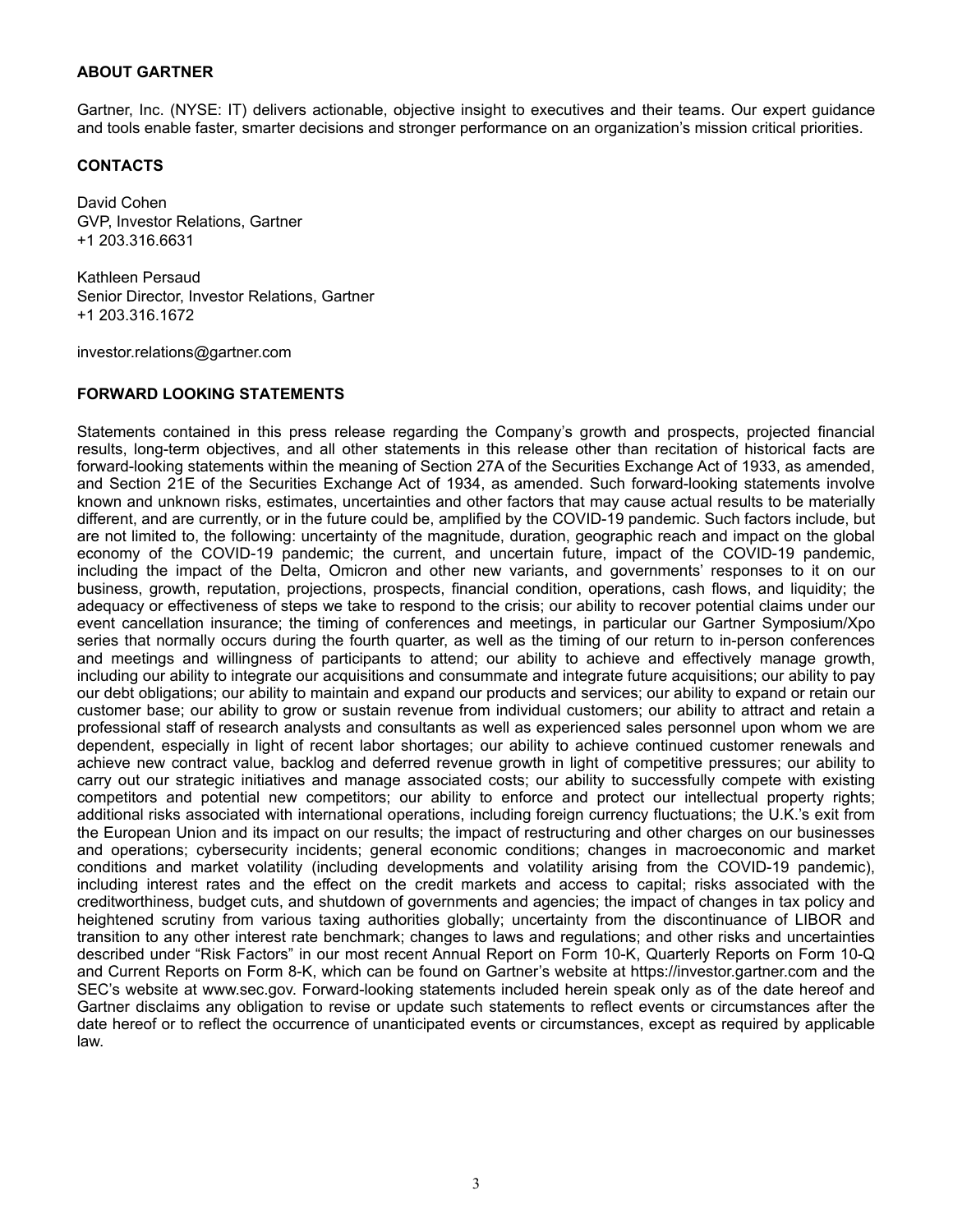## ABOUT GARTNER

Gartner, Inc. (NYSE: IT) delivers actionable, objective insight to executives and their teams. Our expert guidance and tools enable faster, smarter decisions and stronger performance on an organization's mission critical priorities.

## CONTACTS

David Cohen
GVP, Investor Relations, Gartner
+1 203.316.6631

Kathleen Persaud
Senior Director, Investor Relations, Gartner
+1 203.316.1672

investor.relations@gartner.com

## FORWARD LOOKING STATEMENTS

Statements contained in this press release regarding the Company's growth and prospects, projected financial results, long-term objectives, and all other statements in this release other than recitation of historical facts are forward-looking statements within the meaning of Section 27A of the Securities Exchange Act of 1933, as amended, and Section 21E of the Securities Exchange Act of 1934, as amended. Such forward-looking statements involve known and unknown risks, estimates, uncertainties and other factors that may cause actual results to be materially different, and are currently, or in the future could be, amplified by the COVID-19 pandemic. Such factors include, but are not limited to, the following: uncertainty of the magnitude, duration, geographic reach and impact on the global economy of the COVID-19 pandemic; the current, and uncertain future, impact of the COVID-19 pandemic, including the impact of the Delta, Omicron and other new variants, and governments' responses to it on our business, growth, reputation, projections, prospects, financial condition, operations, cash flows, and liquidity; the adequacy or effectiveness of steps we take to respond to the crisis; our ability to recover potential claims under our event cancellation insurance; the timing of conferences and meetings, in particular our Gartner Symposium/Xpo series that normally occurs during the fourth quarter, as well as the timing of our return to in-person conferences and meetings and willingness of participants to attend; our ability to achieve and effectively manage growth, including our ability to integrate our acquisitions and consummate and integrate future acquisitions; our ability to pay our debt obligations; our ability to maintain and expand our products and services; our ability to expand or retain our customer base; our ability to grow or sustain revenue from individual customers; our ability to attract and retain a professional staff of research analysts and consultants as well as experienced sales personnel upon whom we are dependent, especially in light of recent labor shortages; our ability to achieve continued customer renewals and achieve new contract value, backlog and deferred revenue growth in light of competitive pressures; our ability to carry out our strategic initiatives and manage associated costs; our ability to successfully compete with existing competitors and potential new competitors; our ability to enforce and protect our intellectual property rights; additional risks associated with international operations, including foreign currency fluctuations; the U.K.'s exit from the European Union and its impact on our results; the impact of restructuring and other charges on our businesses and operations; cybersecurity incidents; general economic conditions; changes in macroeconomic and market conditions and market volatility (including developments and volatility arising from the COVID-19 pandemic), including interest rates and the effect on the credit markets and access to capital; risks associated with the creditworthiness, budget cuts, and shutdown of governments and agencies; the impact of changes in tax policy and heightened scrutiny from various taxing authorities globally; uncertainty from the discontinuance of LIBOR and transition to any other interest rate benchmark; changes to laws and regulations; and other risks and uncertainties described under "Risk Factors" in our most recent Annual Report on Form 10-K, Quarterly Reports on Form 10-Q and Current Reports on Form 8-K, which can be found on Gartner's website at https://investor.gartner.com and the SEC's website at www.sec.gov. Forward-looking statements included herein speak only as of the date hereof and Gartner disclaims any obligation to revise or update such statements to reflect events or circumstances after the date hereof or to reflect the occurrence of unanticipated events or circumstances, except as required by applicable law.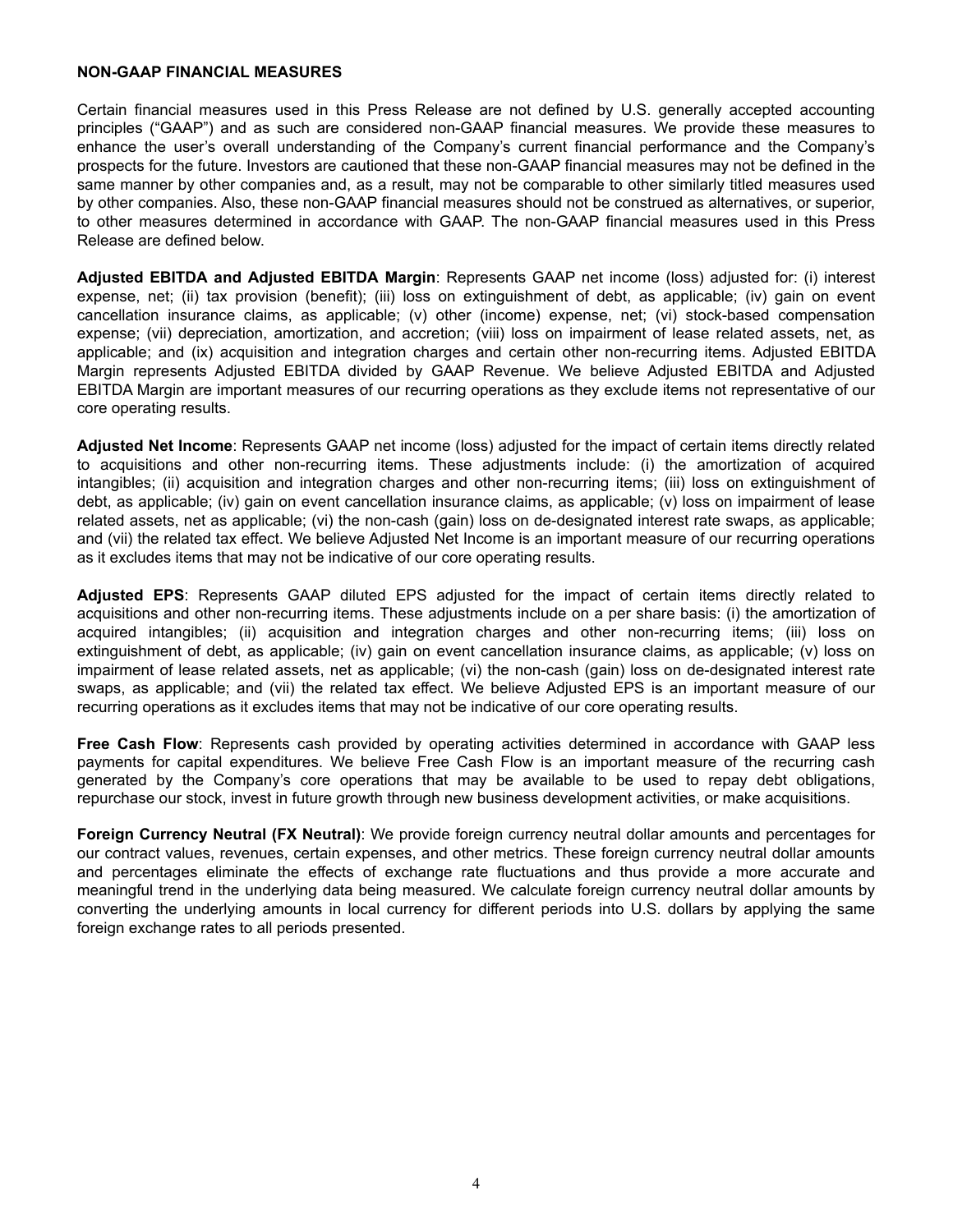## NON-GAAP FINANCIAL MEASURES

Certain financial measures used in this Press Release are not defined by U.S. generally accepted accounting principles ("GAAP") and as such are considered non-GAAP financial measures. We provide these measures to enhance the user's overall understanding of the Company's current financial performance and the Company's prospects for the future. Investors are cautioned that these non-GAAP financial measures may not be defined in the same manner by other companies and, as a result, may not be comparable to other similarly titled measures used by other companies. Also, these non-GAAP financial measures should not be construed as alternatives, or superior, to other measures determined in accordance with GAAP. The non-GAAP financial measures used in this Press Release are defined below.

**Adjusted EBITDA and Adjusted EBITDA Margin**: Represents GAAP net income (loss) adjusted for: (i) interest expense, net; (ii) tax provision (benefit); (iii) loss on extinguishment of debt, as applicable; (iv) gain on event cancellation insurance claims, as applicable; (v) other (income) expense, net; (vi) stock-based compensation expense; (vii) depreciation, amortization, and accretion; (viii) loss on impairment of lease related assets, net, as applicable; and (ix) acquisition and integration charges and certain other non-recurring items. Adjusted EBITDA Margin represents Adjusted EBITDA divided by GAAP Revenue. We believe Adjusted EBITDA and Adjusted EBITDA Margin are important measures of our recurring operations as they exclude items not representative of our core operating results.

**Adjusted Net Income**: Represents GAAP net income (loss) adjusted for the impact of certain items directly related to acquisitions and other non-recurring items. These adjustments include: (i) the amortization of acquired intangibles; (ii) acquisition and integration charges and other non-recurring items; (iii) loss on extinguishment of debt, as applicable; (iv) gain on event cancellation insurance claims, as applicable; (v) loss on impairment of lease related assets, net as applicable; (vi) the non-cash (gain) loss on de-designated interest rate swaps, as applicable; and (vii) the related tax effect. We believe Adjusted Net Income is an important measure of our recurring operations as it excludes items that may not be indicative of our core operating results.

**Adjusted EPS**: Represents GAAP diluted EPS adjusted for the impact of certain items directly related to acquisitions and other non-recurring items. These adjustments include on a per share basis: (i) the amortization of acquired intangibles; (ii) acquisition and integration charges and other non-recurring items; (iii) loss on extinguishment of debt, as applicable; (iv) gain on event cancellation insurance claims, as applicable; (v) loss on impairment of lease related assets, net as applicable; (vi) the non-cash (gain) loss on de-designated interest rate swaps, as applicable; and (vii) the related tax effect. We believe Adjusted EPS is an important measure of our recurring operations as it excludes items that may not be indicative of our core operating results.

**Free Cash Flow**: Represents cash provided by operating activities determined in accordance with GAAP less payments for capital expenditures. We believe Free Cash Flow is an important measure of the recurring cash generated by the Company's core operations that may be available to be used to repay debt obligations, repurchase our stock, invest in future growth through new business development activities, or make acquisitions.

**Foreign Currency Neutral (FX Neutral)**: We provide foreign currency neutral dollar amounts and percentages for our contract values, revenues, certain expenses, and other metrics. These foreign currency neutral dollar amounts and percentages eliminate the effects of exchange rate fluctuations and thus provide a more accurate and meaningful trend in the underlying data being measured. We calculate foreign currency neutral dollar amounts by converting the underlying amounts in local currency for different periods into U.S. dollars by applying the same foreign exchange rates to all periods presented.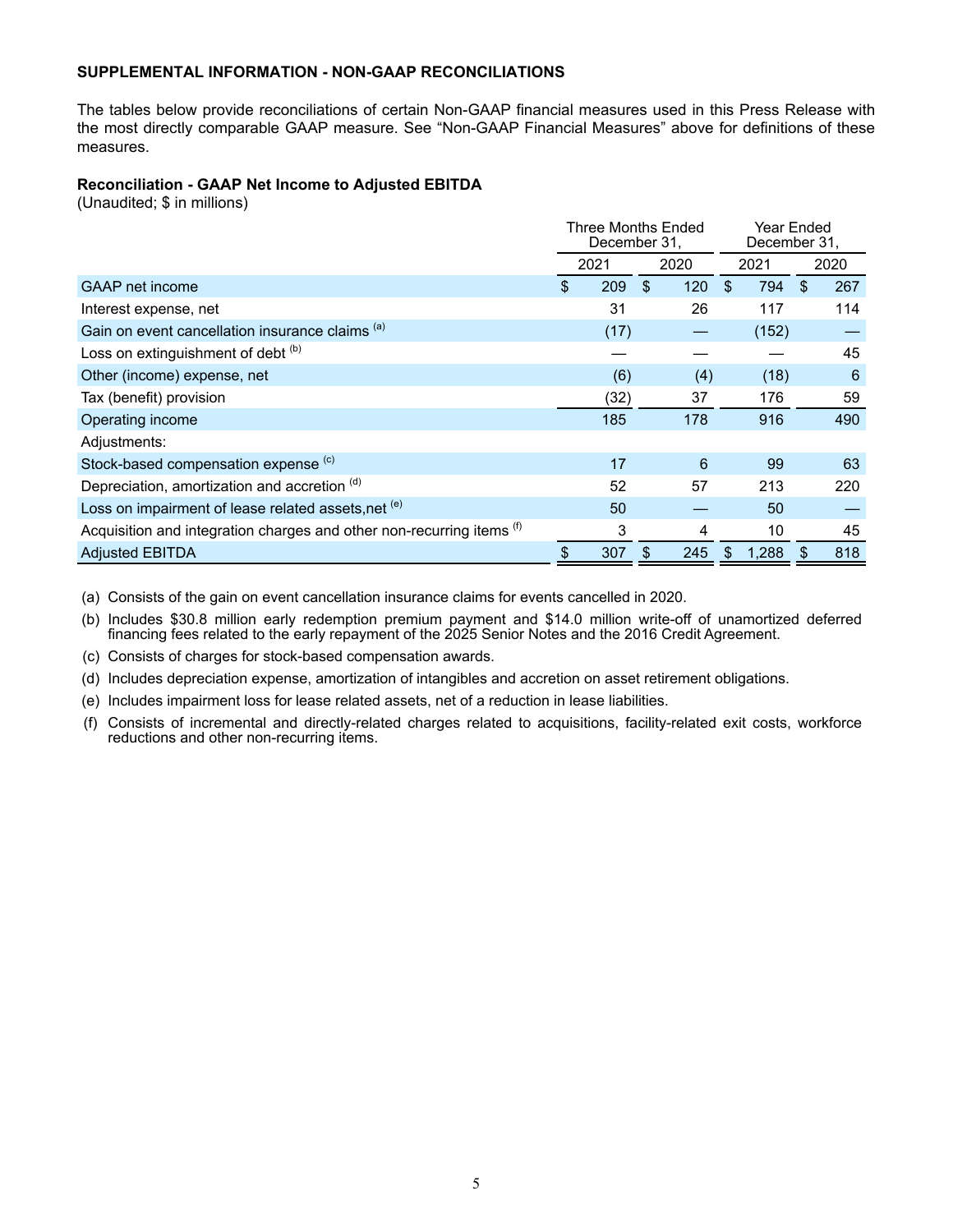**SUPPLEMENTAL INFORMATION - NON-GAAP RECONCILIATIONS**

The tables below provide reconciliations of certain Non-GAAP financial measures used in this Press Release with the most directly comparable GAAP measure. See "Non-GAAP Financial Measures" above for definitions of these measures.

**Reconciliation - GAAP Net Income to Adjusted EBITDA**
(Unaudited; $ in millions)

| | Three Months Ended December 31, | | Year Ended December 31, | |
|---|---|---|---|---|
| | 2021 | 2020 | 2021 | 2020 |
| GAAP net income | $ 209 | $ 120 | $ 794 | $ 267 |
| Interest expense, net | 31 | 26 | 117 | 114 |
| Gain on event cancellation insurance claims [(a)] | (17) | — | (152) | — |
| Loss on extinguishment of debt [(b)] | — | — | — | 45 |
| Other (income) expense, net | (6) | (4) | (18) | 6 |
| Tax (benefit) provision | (32) | 37 | 176 | 59 |
| Operating income | 185 | 178 | 916 | 490 |
| Adjustments: | | | | |
| Stock-based compensation expense [(c)] | 17 | 6 | 99 | 63 |
| Depreciation, amortization and accretion [(d)] | 52 | 57 | 213 | 220 |
| Loss on impairment of lease related assets,net [(e)] | 50 | — | 50 | — |
| Acquisition and integration charges and other non-recurring items [(f)] | 3 | 4 | 10 | 45 |
| Adjusted EBITDA | $ 307 | $ 245 | $ 1,288 | $ 818 |

(a) Consists of the gain on event cancellation insurance claims for events cancelled in 2020.

(b) Includes $30.8 million early redemption premium payment and $14.0 million write-off of unamortized deferred financing fees related to the early repayment of the 2025 Senior Notes and the 2016 Credit Agreement.

(c) Consists of charges for stock-based compensation awards.

(d) Includes depreciation expense, amortization of intangibles and accretion on asset retirement obligations.

(e) Includes impairment loss for lease related assets, net of a reduction in lease liabilities.

(f) Consists of incremental and directly-related charges related to acquisitions, facility-related exit costs, workforce reductions and other non-recurring items.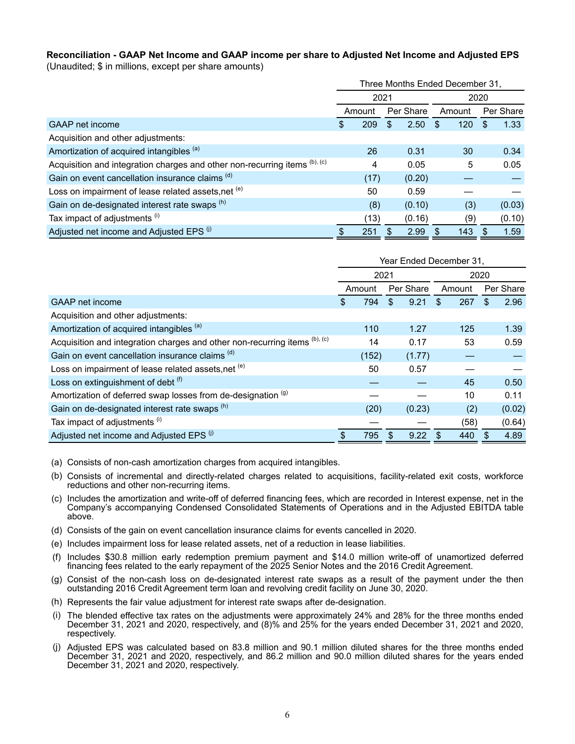**Reconciliation - GAAP Net Income and GAAP income per share to Adjusted Net Income and Adjusted EPS**
(Unaudited; $ in millions, except per share amounts)

| | Three Months Ended December 31, | | | |
|---|---|---|---|---|
| | 2021 | | 2020 | |
| | Amount | Per Share | Amount | Per Share |
| GAAP net income | $ 209 | $ 2.50 | $ 120 | $ 1.33 |
| Acquisition and other adjustments: | | | | |
| Amortization of acquired intangibles [(a)] | 26 | 0.31 | 30 | 0.34 |
| Acquisition and integration charges and other non-recurring items [(b), (c)] | 4 | 0.05 | 5 | 0.05 |
| Gain on event cancellation insurance claims [(d)] | (17) | (0.20) | — | — |
| Loss on impairment of lease related assets,net [(e)] | 50 | 0.59 | — | — |
| Gain on de-designated interest rate swaps [(h)] | (8) | (0.10) | (3) | (0.03) |
| Tax impact of adjustments [(i)] | (13) | (0.16) | (9) | (0.10) |
| Adjusted net income and Adjusted EPS [(j)] | $ 251 | $ 2.99 | $ 143 | $ 1.59 |

| | Year Ended December 31, | | | |
|---|---|---|---|---|
| | 2021 | | 2020 | |
| | Amount | Per Share | Amount | Per Share |
| GAAP net income | $ 794 | $ 9.21 | $ 267 | $ 2.96 |
| Acquisition and other adjustments: | | | | |
| Amortization of acquired intangibles [(a)] | 110 | 1.27 | 125 | 1.39 |
| Acquisition and integration charges and other non-recurring items [(b), (c)] | 14 | 0.17 | 53 | 0.59 |
| Gain on event cancellation insurance claims [(d)] | (152) | (1.77) | — | — |
| Loss on impairment of lease related assets,net [(e)] | 50 | 0.57 | — | — |
| Loss on extinguishment of debt [(f)] | — | — | 45 | 0.50 |
| Amortization of deferred swap losses from de-designation [(g)] | — | — | 10 | 0.11 |
| Gain on de-designated interest rate swaps [(h)] | (20) | (0.23) | (2) | (0.02) |
| Tax impact of adjustments [(i)] | — | — | (58) | (0.64) |
| Adjusted net income and Adjusted EPS [(j)] | $ 795 | $ 9.22 | $ 440 | $ 4.89 |

(a) Consists of non-cash amortization charges from acquired intangibles.

(b) Consists of incremental and directly-related charges related to acquisitions, facility-related exit costs, workforce reductions and other non-recurring items.

(c) Includes the amortization and write-off of deferred financing fees, which are recorded in Interest expense, net in the Company's accompanying Condensed Consolidated Statements of Operations and in the Adjusted EBITDA table above.

(d) Consists of the gain on event cancellation insurance claims for events cancelled in 2020.

(e) Includes impairment loss for lease related assets, net of a reduction in lease liabilities.

(f) Includes $30.8 million early redemption premium payment and $14.0 million write-off of unamortized deferred financing fees related to the early repayment of the 2025 Senior Notes and the 2016 Credit Agreement.

(g) Consist of the non-cash loss on de-designated interest rate swaps as a result of the payment under the then outstanding 2016 Credit Agreement term loan and revolving credit facility on June 30, 2020.

(h) Represents the fair value adjustment for interest rate swaps after de-designation.

(i) The blended effective tax rates on the adjustments were approximately 24% and 28% for the three months ended December 31, 2021 and 2020, respectively, and (8)% and 25% for the years ended December 31, 2021 and 2020, respectively.

(j) Adjusted EPS was calculated based on 83.8 million and 90.1 million diluted shares for the three months ended December 31, 2021 and 2020, respectively, and 86.2 million and 90.0 million diluted shares for the years ended December 31, 2021 and 2020, respectively.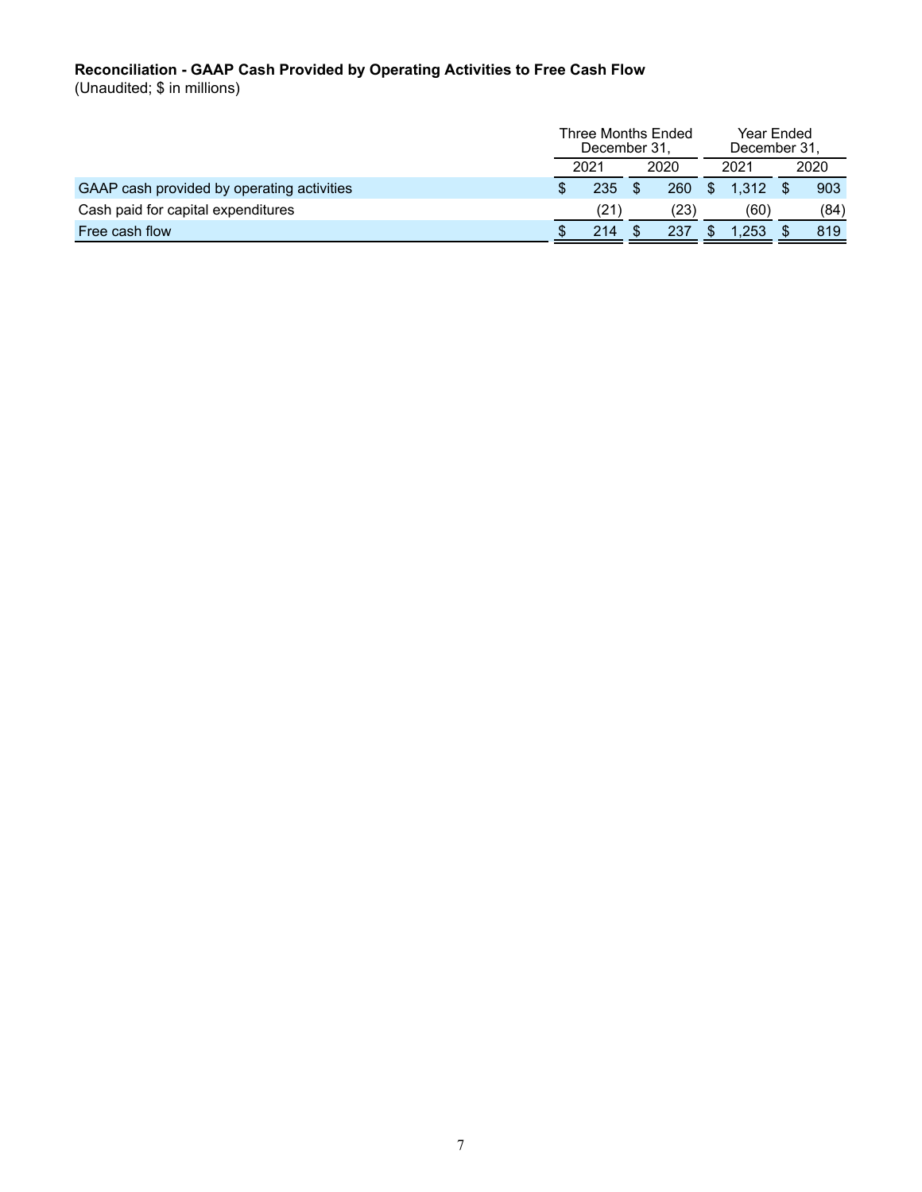**Reconciliation - GAAP Cash Provided by Operating Activities to Free Cash Flow**
(Unaudited; $ in millions)

| | Three Months Ended December 31, | | Year Ended December 31, | |
|---|---|---|---|---|
| | 2021 | 2020 | 2021 | 2020 |
| GAAP cash provided by operating activities | $ 235 | $ 260 | $ 1,312 | $ 903 |
| Cash paid for capital expenditures | (21) | (23) | (60) | (84) |
| Free cash flow | $ 214 | $ 237 | $ 1,253 | $ 819 |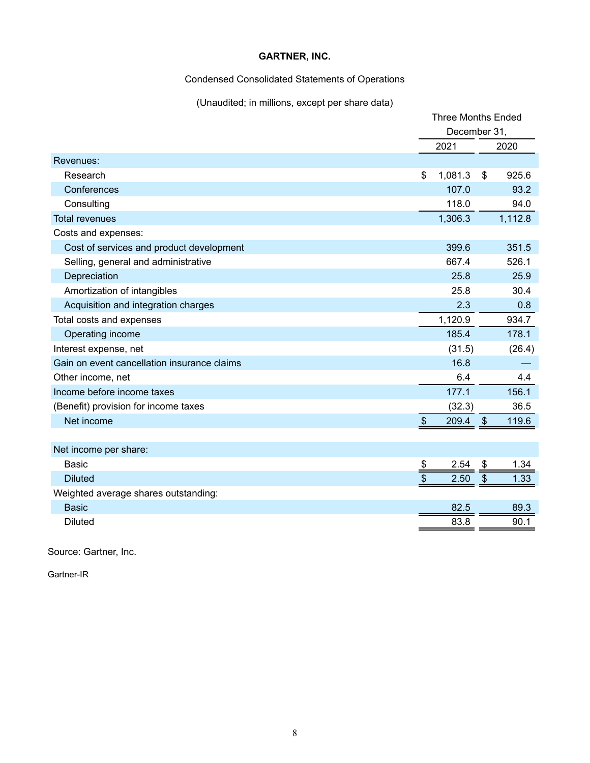**GARTNER, INC.**

Condensed Consolidated Statements of Operations

(Unaudited; in millions, except per share data)

| | Three Months Ended December 31, | |
|---|---|---|
| | 2021 | 2020 |
| Revenues: | | |
| Research | $ 1,081.3 | $ 925.6 |
| Conferences | 107.0 | 93.2 |
| Consulting | 118.0 | 94.0 |
| Total revenues | 1,306.3 | 1,112.8 |
| Costs and expenses: | | |
| Cost of services and product development | 399.6 | 351.5 |
| Selling, general and administrative | 667.4 | 526.1 |
| Depreciation | 25.8 | 25.9 |
| Amortization of intangibles | 25.8 | 30.4 |
| Acquisition and integration charges | 2.3 | 0.8 |
| Total costs and expenses | 1,120.9 | 934.7 |
| Operating income | 185.4 | 178.1 |
| Interest expense, net | (31.5) | (26.4) |
| Gain on event cancellation insurance claims | 16.8 | — |
| Other income, net | 6.4 | 4.4 |
| Income before income taxes | 177.1 | 156.1 |
| (Benefit) provision for income taxes | (32.3) | 36.5 |
| Net income | $ 209.4 | $ 119.6 |
| | | |
| Net income per share: | | |
| Basic | $ 2.54 | $ 1.34 |
| Diluted | $ 2.50 | $ 1.33 |
| Weighted average shares outstanding: | | |
| Basic | 82.5 | 89.3 |
| Diluted | 83.8 | 90.1 |

Source: Gartner, Inc.

Gartner-IR